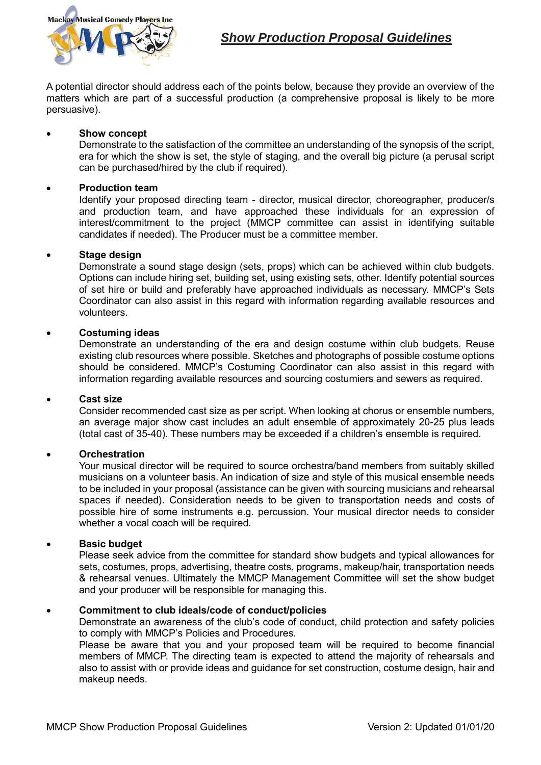# *Show Production Proposal Guidelines*

A potential director should address each of the points below, because they provide an overview of the matters which are part of a successful production (a comprehensive proposal is likely to be more persuasive).

- **Show concept**
  Demonstrate to the satisfaction of the committee an understanding of the synopsis of the script, era for which the show is set, the style of staging, and the overall big picture (a perusal script can be purchased/hired by the club if required).

- **Production team**
  Identify your proposed directing team - director, musical director, choreographer, producer/s and production team, and have approached these individuals for an expression of interest/commitment to the project (MMCP committee can assist in identifying suitable candidates if needed). The Producer must be a committee member.

- **Stage design**
  Demonstrate a sound stage design (sets, props) which can be achieved within club budgets. Options can include hiring set, building set, using existing sets, other. Identify potential sources of set hire or build and preferably have approached individuals as necessary. MMCP's Sets Coordinator can also assist in this regard with information regarding available resources and volunteers.

- **Costuming ideas**
  Demonstrate an understanding of the era and design costume within club budgets. Reuse existing club resources where possible. Sketches and photographs of possible costume options should be considered. MMCP's Costuming Coordinator can also assist in this regard with information regarding available resources and sourcing costumiers and sewers as required.

- **Cast size**
  Consider recommended cast size as per script. When looking at chorus or ensemble numbers, an average major show cast includes an adult ensemble of approximately 20-25 plus leads (total cast of 35-40). These numbers may be exceeded if a children's ensemble is required.

- **Orchestration**
  Your musical director will be required to source orchestra/band members from suitably skilled musicians on a volunteer basis. An indication of size and style of this musical ensemble needs to be included in your proposal (assistance can be given with sourcing musicians and rehearsal spaces if needed). Consideration needs to be given to transportation needs and costs of possible hire of some instruments e.g. percussion. Your musical director needs to consider whether a vocal coach will be required.

- **Basic budget**
  Please seek advice from the committee for standard show budgets and typical allowances for sets, costumes, props, advertising, theatre costs, programs, makeup/hair, transportation needs & rehearsal venues. Ultimately the MMCP Management Committee will set the show budget and your producer will be responsible for managing this.

- **Commitment to club ideals/code of conduct/policies**
  Demonstrate an awareness of the club's code of conduct, child protection and safety policies to comply with MMCP's Policies and Procedures.
  Please be aware that you and your proposed team will be required to become financial members of MMCP. The directing team is expected to attend the majority of rehearsals and also to assist with or provide ideas and guidance for set construction, costume design, hair and makeup needs.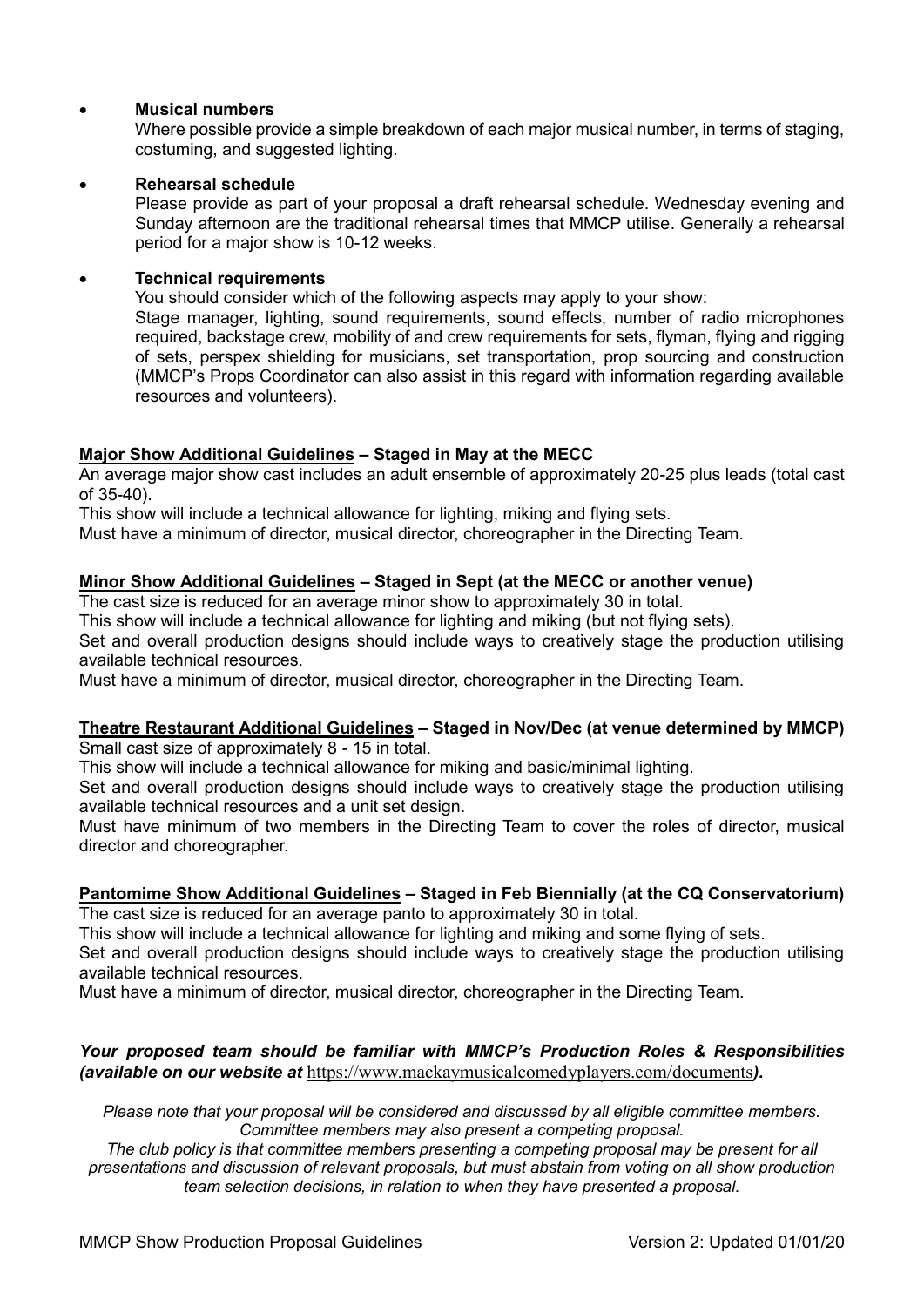- **Musical numbers**
  Where possible provide a simple breakdown of each major musical number, in terms of staging, costuming, and suggested lighting.

- **Rehearsal schedule**
  Please provide as part of your proposal a draft rehearsal schedule. Wednesday evening and Sunday afternoon are the traditional rehearsal times that MMCP utilise. Generally a rehearsal period for a major show is 10-12 weeks.

- **Technical requirements**
  You should consider which of the following aspects may apply to your show:
  Stage manager, lighting, sound requirements, sound effects, number of radio microphones required, backstage crew, mobility of and crew requirements for sets, flyman, flying and rigging of sets, perspex shielding for musicians, set transportation, prop sourcing and construction (MMCP's Props Coordinator can also assist in this regard with information regarding available resources and volunteers).

**Major Show Additional Guidelines – Staged in May at the MECC**

An average major show cast includes an adult ensemble of approximately 20-25 plus leads (total cast of 35-40).
This show will include a technical allowance for lighting, miking and flying sets.
Must have a minimum of director, musical director, choreographer in the Directing Team.

**Minor Show Additional Guidelines – Staged in Sept (at the MECC or another venue)**

The cast size is reduced for an average minor show to approximately 30 in total.
This show will include a technical allowance for lighting and miking (but not flying sets).
Set and overall production designs should include ways to creatively stage the production utilising available technical resources.
Must have a minimum of director, musical director, choreographer in the Directing Team.

**Theatre Restaurant Additional Guidelines – Staged in Nov/Dec (at venue determined by MMCP)**

Small cast size of approximately 8 - 15 in total.
This show will include a technical allowance for miking and basic/minimal lighting.
Set and overall production designs should include ways to creatively stage the production utilising available technical resources and a unit set design.
Must have minimum of two members in the Directing Team to cover the roles of director, musical director and choreographer.

**Pantomime Show Additional Guidelines – Staged in Feb Biennially (at the CQ Conservatorium)**

The cast size is reduced for an average panto to approximately 30 in total.
This show will include a technical allowance for lighting and miking and some flying of sets.
Set and overall production designs should include ways to creatively stage the production utilising available technical resources.
Must have a minimum of director, musical director, choreographer in the Directing Team.

***Your proposed team should be familiar with MMCP's Production Roles & Responsibilities (available on our website at*** https://www.mackaymusicalcomedyplayers.com/documents***).***

*Please note that your proposal will be considered and discussed by all eligible committee members. Committee members may also present a competing proposal.*
*The club policy is that committee members presenting a competing proposal may be present for all presentations and discussion of relevant proposals, but must abstain from voting on all show production team selection decisions, in relation to when they have presented a proposal.*